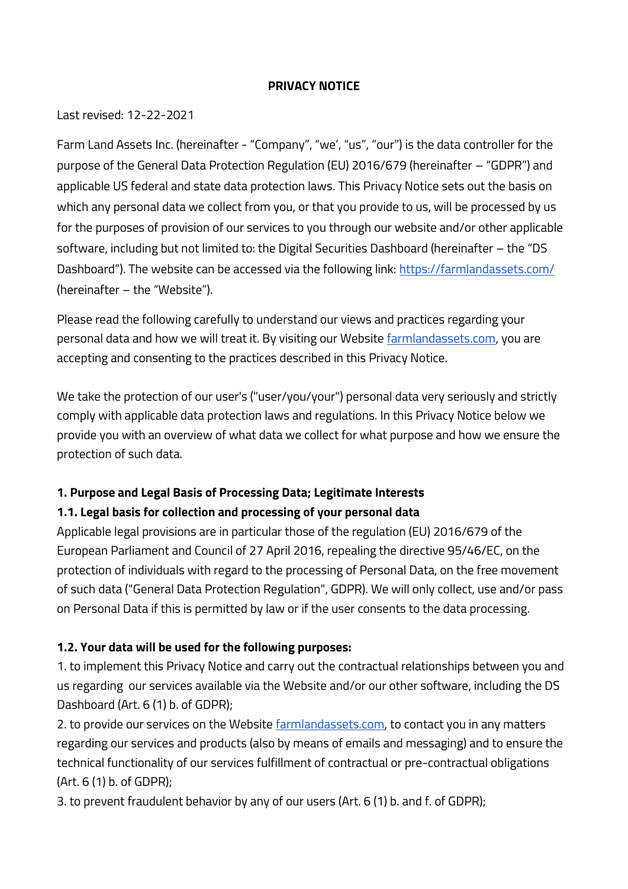# PRIVACY NOTICE

Last revised: 12-22-2021

Farm Land Assets Inc. (hereinafter - "Company", "we', "us", "our") is the data controller for the purpose of the General Data Protection Regulation (EU) 2016/679 (hereinafter – "GDPR") and applicable US federal and state data protection laws. This Privacy Notice sets out the basis on which any personal data we collect from you, or that you provide to us, will be processed by us for the purposes of provision of our services to you through our website and/or other applicable software, including but not limited to: the Digital Securities Dashboard (hereinafter – the "DS Dashboard"). The website can be accessed via the following link: [https://farmlandassets.com/](https://farmlandassets.com/) (hereinafter – the "Website").

Please read the following carefully to understand our views and practices regarding your personal data and how we will treat it. By visiting our Website [farmlandassets.com](https://farmlandassets.com), you are accepting and consenting to the practices described in this Privacy Notice.

We take the protection of our user's ("user/you/your") personal data very seriously and strictly comply with applicable data protection laws and regulations. In this Privacy Notice below we provide you with an overview of what data we collect for what purpose and how we ensure the protection of such data.

### 1. Purpose and Legal Basis of Processing Data; Legitimate Interests

#### 1.1. Legal basis for collection and processing of your personal data

Applicable legal provisions are in particular those of the regulation (EU) 2016/679 of the European Parliament and Council of 27 April 2016, repealing the directive 95/46/EC, on the protection of individuals with regard to the processing of Personal Data, on the free movement of such data ("General Data Protection Regulation", GDPR). We will only collect, use and/or pass on Personal Data if this is permitted by law or if the user consents to the data processing.

#### 1.2. Your data will be used for the following purposes:

1. to implement this Privacy Notice and carry out the contractual relationships between you and us regarding our services available via the Website and/or our other software, including the DS Dashboard (Art. 6 (1) b. of GDPR);
2. to provide our services on the Website [farmlandassets.com](https://farmlandassets.com), to contact you in any matters regarding our services and products (also by means of emails and messaging) and to ensure the technical functionality of our services fulfillment of contractual or pre-contractual obligations (Art. 6 (1) b. of GDPR);
3. to prevent fraudulent behavior by any of our users (Art. 6 (1) b. and f. of GDPR);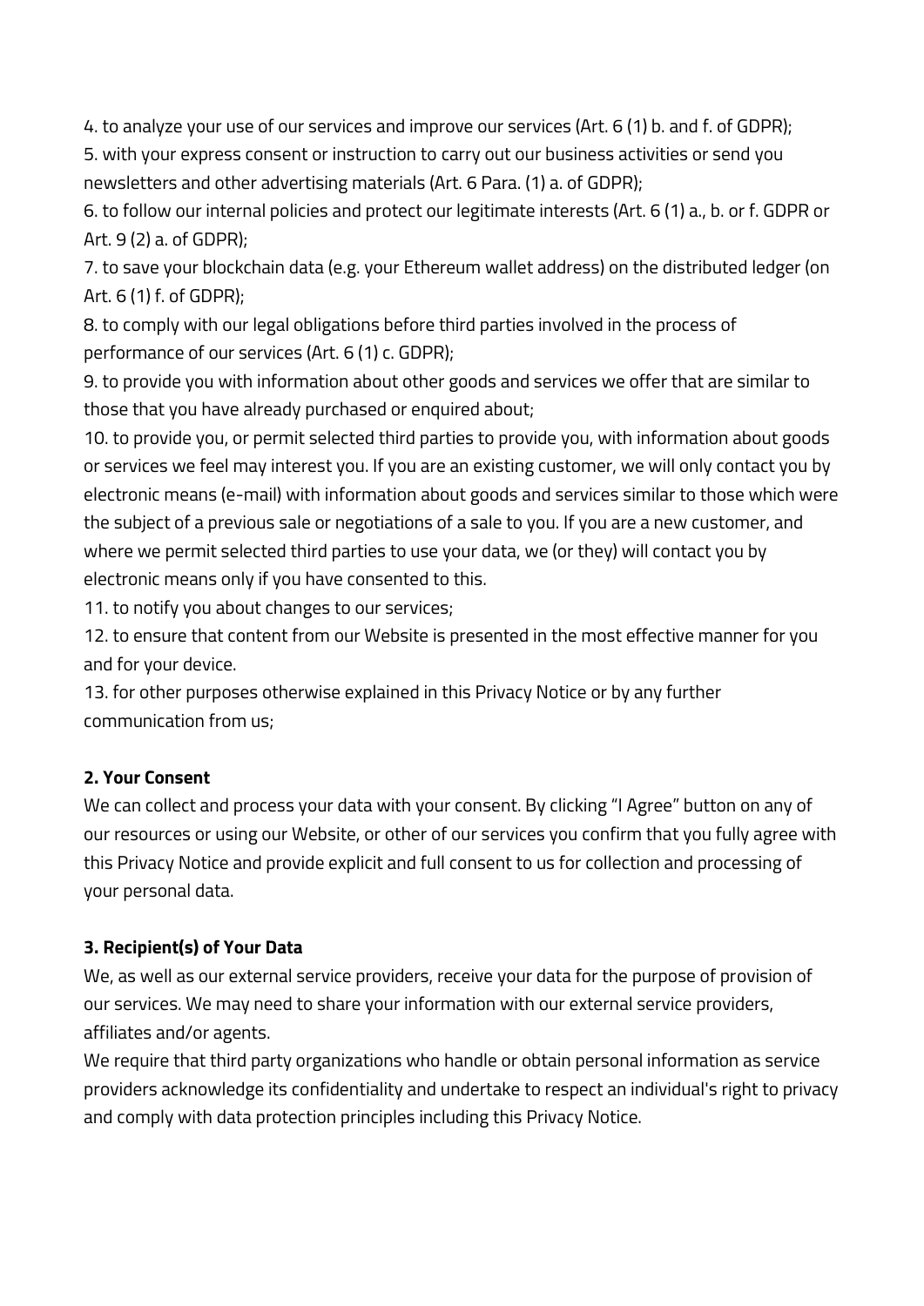4. to analyze your use of our services and improve our services (Art. 6 (1) b. and f. of GDPR);
5. with your express consent or instruction to carry out our business activities or send you newsletters and other advertising materials (Art. 6 Para. (1) a. of GDPR);
6. to follow our internal policies and protect our legitimate interests (Art. 6 (1) a., b. or f. GDPR or Art. 9 (2) a. of GDPR);
7. to save your blockchain data (e.g. your Ethereum wallet address) on the distributed ledger (on Art. 6 (1) f. of GDPR);
8. to comply with our legal obligations before third parties involved in the process of performance of our services (Art. 6 (1) c. GDPR);
9. to provide you with information about other goods and services we offer that are similar to those that you have already purchased or enquired about;
10. to provide you, or permit selected third parties to provide you, with information about goods or services we feel may interest you. If you are an existing customer, we will only contact you by electronic means (e-mail) with information about goods and services similar to those which were the subject of a previous sale or negotiations of a sale to you. If you are a new customer, and where we permit selected third parties to use your data, we (or they) will contact you by electronic means only if you have consented to this.
11. to notify you about changes to our services;
12. to ensure that content from our Website is presented in the most effective manner for you and for your device.
13. for other purposes otherwise explained in this Privacy Notice or by any further communication from us;

**2. Your Consent**

We can collect and process your data with your consent. By clicking "I Agree" button on any of our resources or using our Website, or other of our services you confirm that you fully agree with this Privacy Notice and provide explicit and full consent to us for collection and processing of your personal data.

**3. Recipient(s) of Your Data**

We, as well as our external service providers, receive your data for the purpose of provision of our services. We may need to share your information with our external service providers, affiliates and/or agents.

We require that third party organizations who handle or obtain personal information as service providers acknowledge its confidentiality and undertake to respect an individual's right to privacy and comply with data protection principles including this Privacy Notice.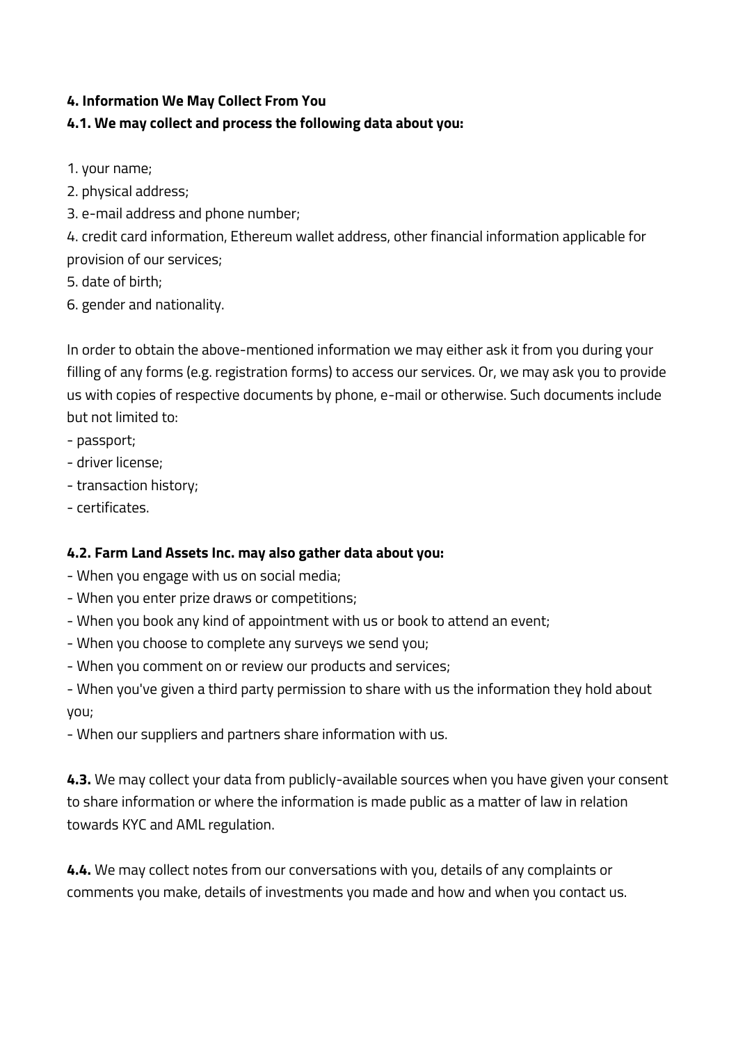**4. Information We May Collect From You**

**4.1. We may collect and process the following data about you:**

1. your name;
2. physical address;
3. e-mail address and phone number;
4. credit card information, Ethereum wallet address, other financial information applicable for provision of our services;
5. date of birth;
6. gender and nationality.

In order to obtain the above-mentioned information we may either ask it from you during your filling of any forms (e.g. registration forms) to access our services. Or, we may ask you to provide us with copies of respective documents by phone, e-mail or otherwise. Such documents include but not limited to:

- passport;
- driver license;
- transaction history;
- certificates.

**4.2. Farm Land Assets Inc. may also gather data about you:**

- When you engage with us on social media;
- When you enter prize draws or competitions;
- When you book any kind of appointment with us or book to attend an event;
- When you choose to complete any surveys we send you;
- When you comment on or review our products and services;
- When you've given a third party permission to share with us the information they hold about you;
- When our suppliers and partners share information with us.

**4.3.** We may collect your data from publicly-available sources when you have given your consent to share information or where the information is made public as a matter of law in relation towards KYC and AML regulation.

**4.4.** We may collect notes from our conversations with you, details of any complaints or comments you make, details of investments you made and how and when you contact us.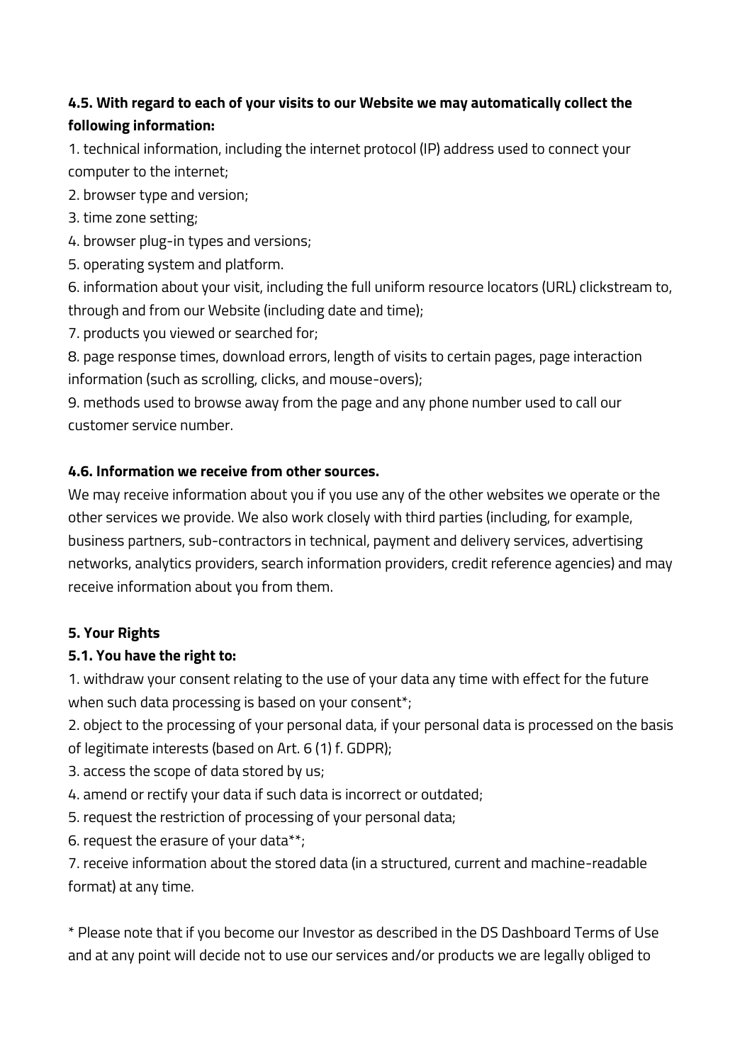**4.5. With regard to each of your visits to our Website we may automatically collect the following information:**

1. technical information, including the internet protocol (IP) address used to connect your computer to the internet;
2. browser type and version;
3. time zone setting;
4. browser plug-in types and versions;
5. operating system and platform.
6. information about your visit, including the full uniform resource locators (URL) clickstream to, through and from our Website (including date and time);
7. products you viewed or searched for;
8. page response times, download errors, length of visits to certain pages, page interaction information (such as scrolling, clicks, and mouse-overs);
9. methods used to browse away from the page and any phone number used to call our customer service number.

**4.6. Information we receive from other sources.**

We may receive information about you if you use any of the other websites we operate or the other services we provide. We also work closely with third parties (including, for example, business partners, sub-contractors in technical, payment and delivery services, advertising networks, analytics providers, search information providers, credit reference agencies) and may receive information about you from them.

**5. Your Rights**

**5.1. You have the right to:**

1. withdraw your consent relating to the use of your data any time with effect for the future when such data processing is based on your consent*;
2. object to the processing of your personal data, if your personal data is processed on the basis of legitimate interests (based on Art. 6 (1) f. GDPR);
3. access the scope of data stored by us;
4. amend or rectify your data if such data is incorrect or outdated;
5. request the restriction of processing of your personal data;
6. request the erasure of your data**;
7. receive information about the stored data (in a structured, current and machine-readable format) at any time.

* Please note that if you become our Investor as described in the DS Dashboard Terms of Use and at any point will decide not to use our services and/or products we are legally obliged to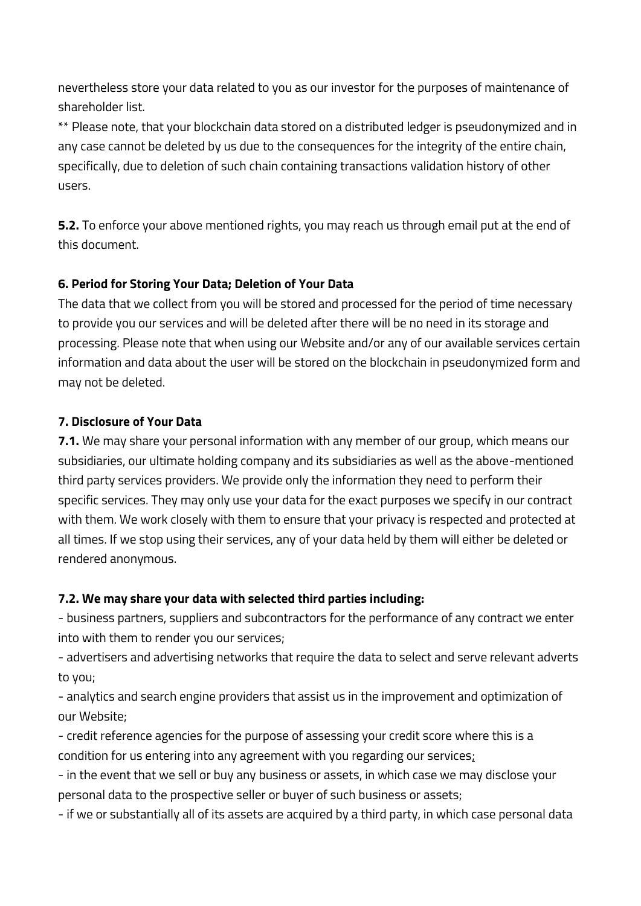nevertheless store your data related to you as our investor for the purposes of maintenance of shareholder list.

** Please note, that your blockchain data stored on a distributed ledger is pseudonymized and in any case cannot be deleted by us due to the consequences for the integrity of the entire chain, specifically, due to deletion of such chain containing transactions validation history of other users.

**5.2.** To enforce your above mentioned rights, you may reach us through email put at the end of this document.

**6. Period for Storing Your Data; Deletion of Your Data**

The data that we collect from you will be stored and processed for the period of time necessary to provide you our services and will be deleted after there will be no need in its storage and processing. Please note that when using our Website and/or any of our available services certain information and data about the user will be stored on the blockchain in pseudonymized form and may not be deleted.

**7. Disclosure of Your Data**

**7.1.** We may share your personal information with any member of our group, which means our subsidiaries, our ultimate holding company and its subsidiaries as well as the above-mentioned third party services providers. We provide only the information they need to perform their specific services. They may only use your data for the exact purposes we specify in our contract with them. We work closely with them to ensure that your privacy is respected and protected at all times. If we stop using their services, any of your data held by them will either be deleted or rendered anonymous.

**7.2. We may share your data with selected third parties including:**

- business partners, suppliers and subcontractors for the performance of any contract we enter into with them to render you our services;
- advertisers and advertising networks that require the data to select and serve relevant adverts to you;
- analytics and search engine providers that assist us in the improvement and optimization of our Website;
- credit reference agencies for the purpose of assessing your credit score where this is a condition for us entering into any agreement with you regarding our services;
- in the event that we sell or buy any business or assets, in which case we may disclose your personal data to the prospective seller or buyer of such business or assets;
- if we or substantially all of its assets are acquired by a third party, in which case personal data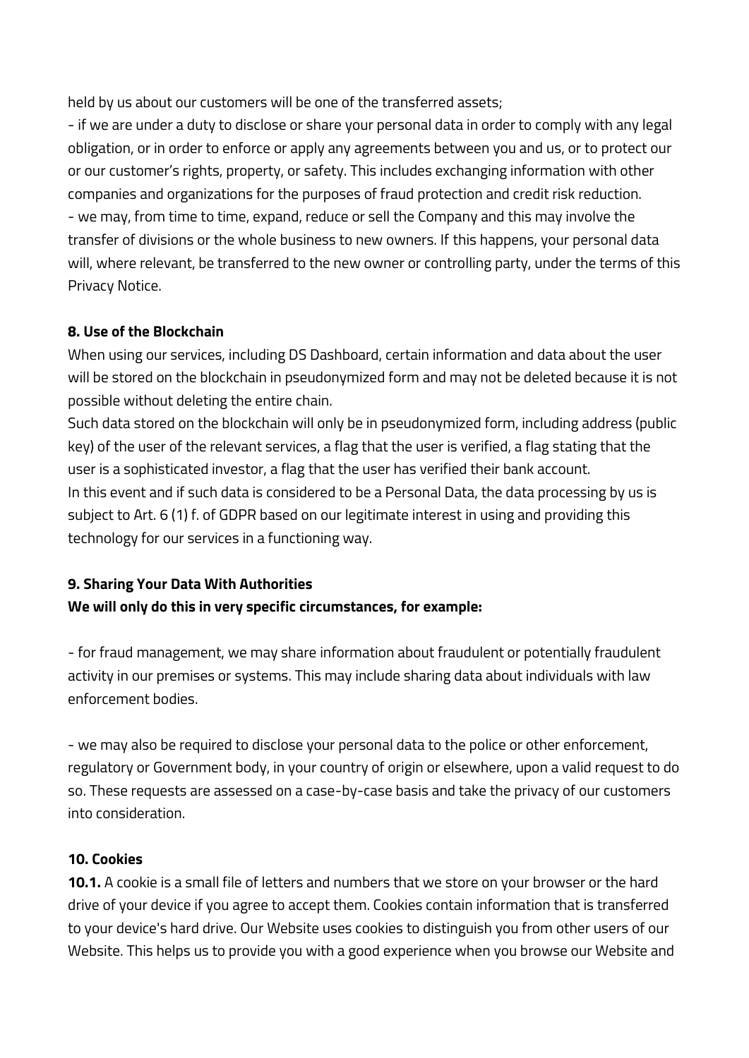held by us about our customers will be one of the transferred assets;

- if we are under a duty to disclose or share your personal data in order to comply with any legal obligation, or in order to enforce or apply any agreements between you and us, or to protect our or our customer's rights, property, or safety. This includes exchanging information with other companies and organizations for the purposes of fraud protection and credit risk reduction.
- we may, from time to time, expand, reduce or sell the Company and this may involve the transfer of divisions or the whole business to new owners. If this happens, your personal data will, where relevant, be transferred to the new owner or controlling party, under the terms of this Privacy Notice.

**8. Use of the Blockchain**

When using our services, including DS Dashboard, certain information and data about the user will be stored on the blockchain in pseudonymized form and may not be deleted because it is not possible without deleting the entire chain.

Such data stored on the blockchain will only be in pseudonymized form, including address (public key) of the user of the relevant services, a flag that the user is verified, a flag stating that the user is a sophisticated investor, a flag that the user has verified their bank account.

In this event and if such data is considered to be a Personal Data, the data processing by us is subject to Art. 6 (1) f. of GDPR based on our legitimate interest in using and providing this technology for our services in a functioning way.

**9. Sharing Your Data With Authorities**

**We will only do this in very specific circumstances, for example:**

- for fraud management, we may share information about fraudulent or potentially fraudulent activity in our premises or systems. This may include sharing data about individuals with law enforcement bodies.

- we may also be required to disclose your personal data to the police or other enforcement, regulatory or Government body, in your country of origin or elsewhere, upon a valid request to do so. These requests are assessed on a case-by-case basis and take the privacy of our customers into consideration.

**10. Cookies**

**10.1.** A cookie is a small file of letters and numbers that we store on your browser or the hard drive of your device if you agree to accept them. Cookies contain information that is transferred to your device's hard drive. Our Website uses cookies to distinguish you from other users of our Website. This helps us to provide you with a good experience when you browse our Website and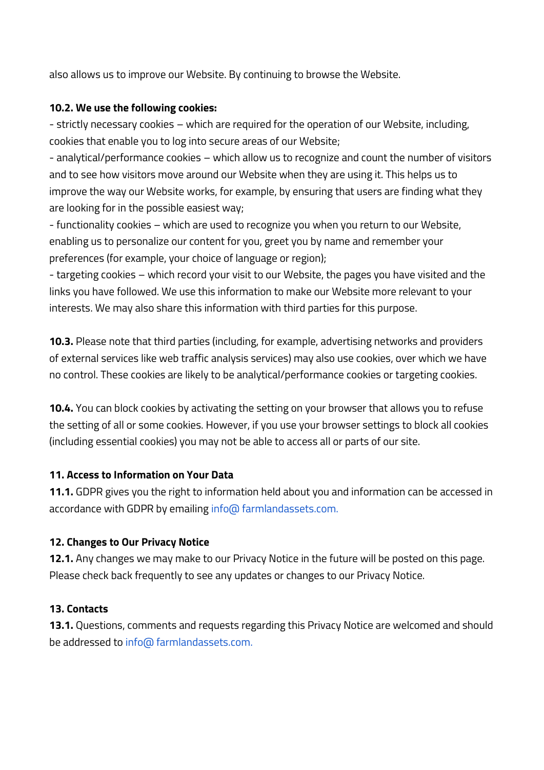also allows us to improve our Website. By continuing to browse the Website.

**10.2. We use the following cookies:**

- strictly necessary cookies – which are required for the operation of our Website, including, cookies that enable you to log into secure areas of our Website;
- analytical/performance cookies – which allow us to recognize and count the number of visitors and to see how visitors move around our Website when they are using it. This helps us to improve the way our Website works, for example, by ensuring that users are finding what they are looking for in the possible easiest way;
- functionality cookies – which are used to recognize you when you return to our Website, enabling us to personalize our content for you, greet you by name and remember your preferences (for example, your choice of language or region);
- targeting cookies – which record your visit to our Website, the pages you have visited and the links you have followed. We use this information to make our Website more relevant to your interests. We may also share this information with third parties for this purpose.

**10.3.** Please note that third parties (including, for example, advertising networks and providers of external services like web traffic analysis services) may also use cookies, over which we have no control. These cookies are likely to be analytical/performance cookies or targeting cookies.

**10.4.** You can block cookies by activating the setting on your browser that allows you to refuse the setting of all or some cookies. However, if you use your browser settings to block all cookies (including essential cookies) you may not be able to access all or parts of our site.

### 11. Access to Information on Your Data

**11.1.** GDPR gives you the right to information held about you and information can be accessed in accordance with GDPR by emailing info@ farmlandassets.com.

### 12. Changes to Our Privacy Notice

**12.1.** Any changes we may make to our Privacy Notice in the future will be posted on this page. Please check back frequently to see any updates or changes to our Privacy Notice.

### 13. Contacts

**13.1.** Questions, comments and requests regarding this Privacy Notice are welcomed and should be addressed to info@ farmlandassets.com.